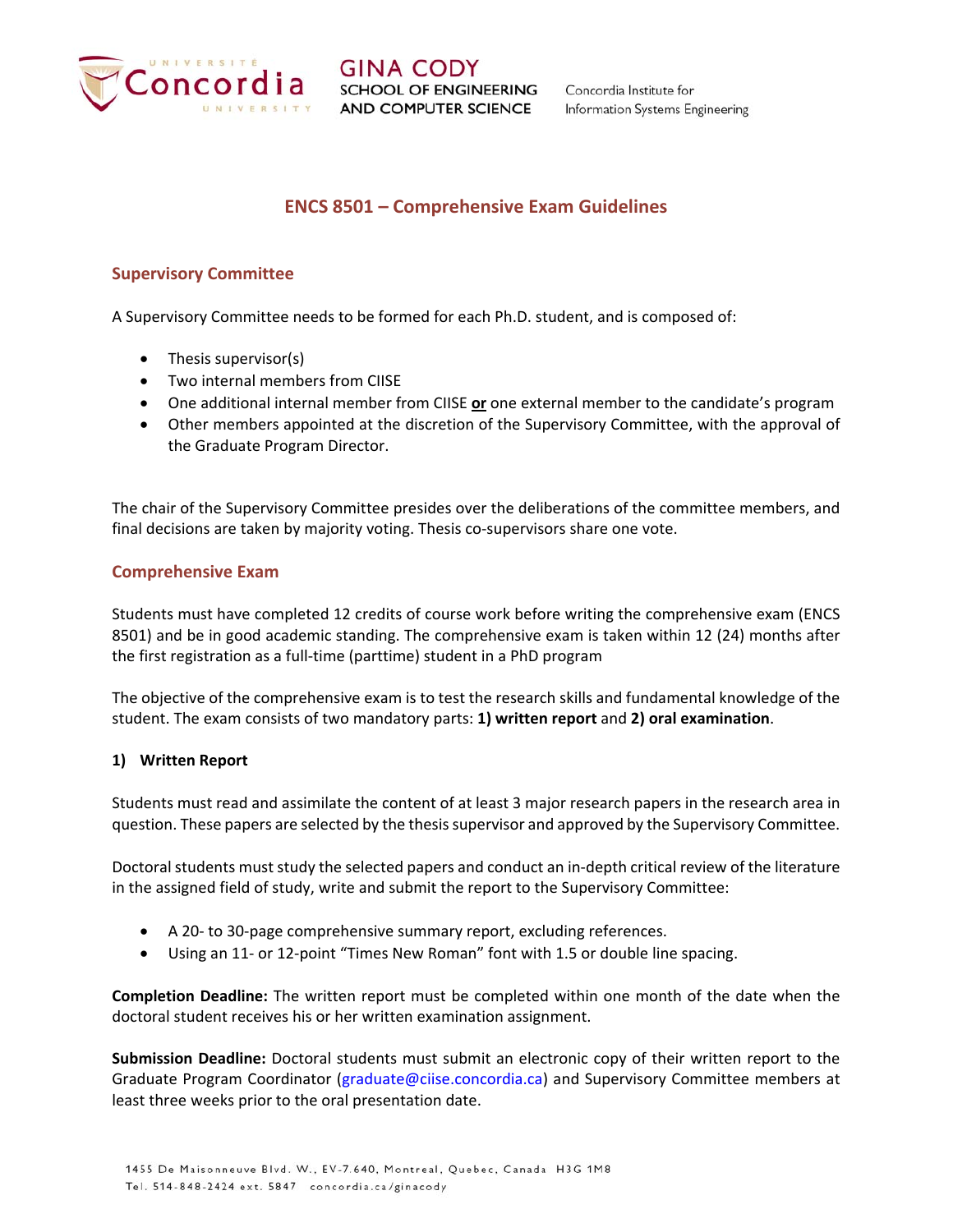# ENCS 8501 – Comprehensive Exam Guidelines

## Supervisory Committee

A Supervisory Committee needs to be formed for each Ph.D. student, and is composed of:

- Thesis supervisor(s)
- Two internal members from CIISE
- One additional internal member from CIISE **or** one external member to the candidate's program
- Other members appointed at the discretion of the Supervisory Committee, with the approval of the Graduate Program Director.

The chair of the Supervisory Committee presides over the deliberations of the committee members, and final decisions are taken by majority voting. Thesis co-supervisors share one vote.

## Comprehensive Exam

Students must have completed 12 credits of course work before writing the comprehensive exam (ENCS 8501) and be in good academic standing. The comprehensive exam is taken within 12 (24) months after the first registration as a full-time (parttime) student in a PhD program

The objective of the comprehensive exam is to test the research skills and fundamental knowledge of the student. The exam consists of two mandatory parts: **1) written report** and **2) oral examination**.

### 1) Written Report

Students must read and assimilate the content of at least 3 major research papers in the research area in question. These papers are selected by the thesis supervisor and approved by the Supervisory Committee.

Doctoral students must study the selected papers and conduct an in-depth critical review of the literature in the assigned field of study, write and submit the report to the Supervisory Committee:

- A 20- to 30-page comprehensive summary report, excluding references.
- Using an 11- or 12-point "Times New Roman" font with 1.5 or double line spacing.

**Completion Deadline:** The written report must be completed within one month of the date when the doctoral student receives his or her written examination assignment.

**Submission Deadline:** Doctoral students must submit an electronic copy of their written report to the Graduate Program Coordinator (graduate@ciise.concordia.ca) and Supervisory Committee members at least three weeks prior to the oral presentation date.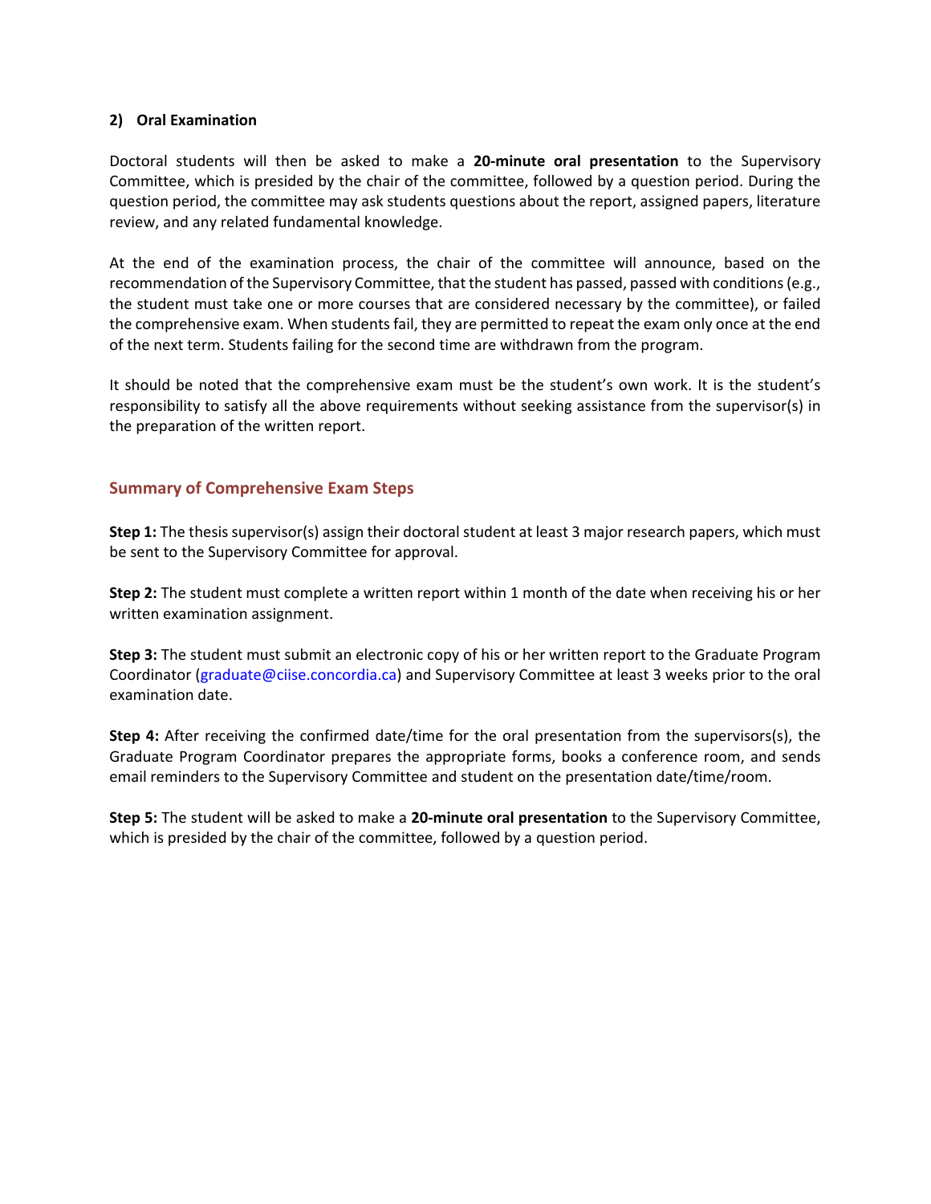### 2) Oral Examination

Doctoral students will then be asked to make a **20-minute oral presentation** to the Supervisory Committee, which is presided by the chair of the committee, followed by a question period. During the question period, the committee may ask students questions about the report, assigned papers, literature review, and any related fundamental knowledge.

At the end of the examination process, the chair of the committee will announce, based on the recommendation of the Supervisory Committee, that the student has passed, passed with conditions (e.g., the student must take one or more courses that are considered necessary by the committee), or failed the comprehensive exam. When students fail, they are permitted to repeat the exam only once at the end of the next term. Students failing for the second time are withdrawn from the program.

It should be noted that the comprehensive exam must be the student's own work. It is the student's responsibility to satisfy all the above requirements without seeking assistance from the supervisor(s) in the preparation of the written report.

## Summary of Comprehensive Exam Steps

**Step 1:** The thesis supervisor(s) assign their doctoral student at least 3 major research papers, which must be sent to the Supervisory Committee for approval.

**Step 2:** The student must complete a written report within 1 month of the date when receiving his or her written examination assignment.

**Step 3:** The student must submit an electronic copy of his or her written report to the Graduate Program Coordinator (graduate@ciise.concordia.ca) and Supervisory Committee at least 3 weeks prior to the oral examination date.

**Step 4:** After receiving the confirmed date/time for the oral presentation from the supervisors(s), the Graduate Program Coordinator prepares the appropriate forms, books a conference room, and sends email reminders to the Supervisory Committee and student on the presentation date/time/room.

**Step 5:** The student will be asked to make a **20-minute oral presentation** to the Supervisory Committee, which is presided by the chair of the committee, followed by a question period.